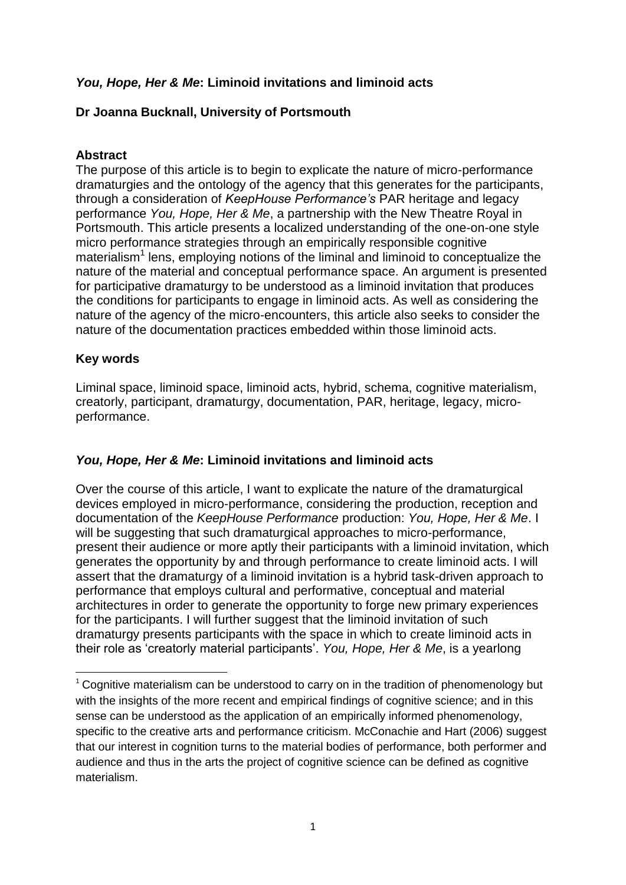# *You, Hope, Her & Me*: Liminoid invitations and liminoid acts

**Dr Joanna Bucknall, University of Portsmouth**

## Abstract

The purpose of this article is to begin to explicate the nature of micro-performance dramaturgies and the ontology of the agency that this generates for the participants, through a consideration of *KeepHouse Performance's* PAR heritage and legacy performance *You, Hope, Her & Me*, a partnership with the New Theatre Royal in Portsmouth. This article presents a localized understanding of the one-on-one style micro performance strategies through an empirically responsible cognitive materialism[1] lens, employing notions of the liminal and liminoid to conceptualize the nature of the material and conceptual performance space. An argument is presented for participative dramaturgy to be understood as a liminoid invitation that produces the conditions for participants to engage in liminoid acts. As well as considering the nature of the agency of the micro-encounters, this article also seeks to consider the nature of the documentation practices embedded within those liminoid acts.

## Key words

Liminal space, liminoid space, liminoid acts, hybrid, schema, cognitive materialism, creatorly, participant, dramaturgy, documentation, PAR, heritage, legacy, micro-performance.

## *You, Hope, Her & Me*: Liminoid invitations and liminoid acts

Over the course of this article, I want to explicate the nature of the dramaturgical devices employed in micro-performance, considering the production, reception and documentation of the *KeepHouse Performance* production: *You, Hope, Her & Me*. I will be suggesting that such dramaturgical approaches to micro-performance, present their audience or more aptly their participants with a liminoid invitation, which generates the opportunity by and through performance to create liminoid acts. I will assert that the dramaturgy of a liminoid invitation is a hybrid task-driven approach to performance that employs cultural and performative, conceptual and material architectures in order to generate the opportunity to forge new primary experiences for the participants. I will further suggest that the liminoid invitation of such dramaturgy presents participants with the space in which to create liminoid acts in their role as 'creatorly material participants'. *You, Hope, Her & Me*, is a yearlong

---

[1] Cognitive materialism can be understood to carry on in the tradition of phenomenology but with the insights of the more recent and empirical findings of cognitive science; and in this sense can be understood as the application of an empirically informed phenomenology, specific to the creative arts and performance criticism. McConachie and Hart (2006) suggest that our interest in cognition turns to the material bodies of performance, both performer and audience and thus in the arts the project of cognitive science can be defined as cognitive materialism.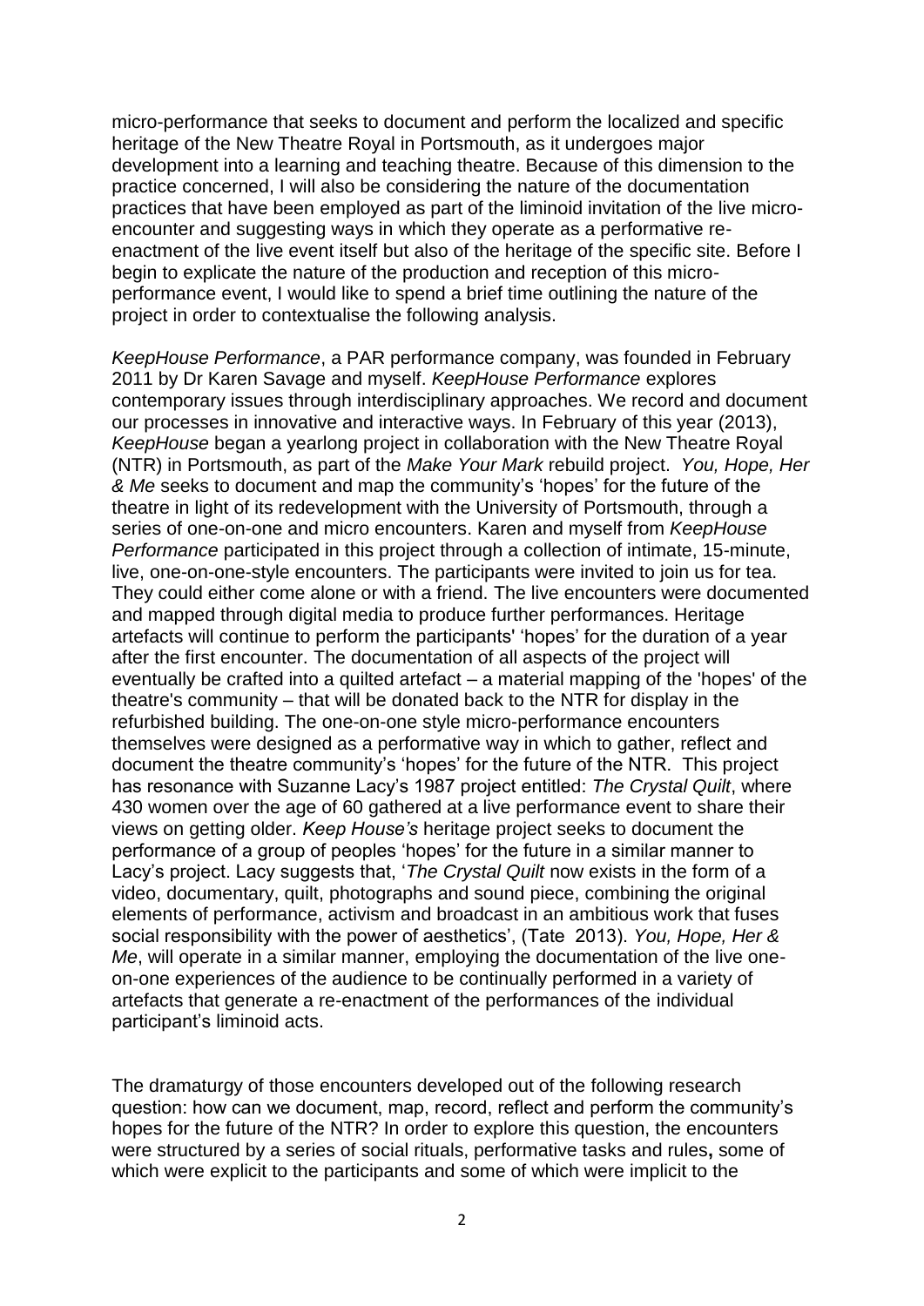micro-performance that seeks to document and perform the localized and specific heritage of the New Theatre Royal in Portsmouth, as it undergoes major development into a learning and teaching theatre. Because of this dimension to the practice concerned, I will also be considering the nature of the documentation practices that have been employed as part of the liminoid invitation of the live micro-encounter and suggesting ways in which they operate as a performative re-enactment of the live event itself but also of the heritage of the specific site. Before I begin to explicate the nature of the production and reception of this micro-performance event, I would like to spend a brief time outlining the nature of the project in order to contextualise the following analysis.

*KeepHouse Performance*, a PAR performance company, was founded in February 2011 by Dr Karen Savage and myself. *KeepHouse Performance* explores contemporary issues through interdisciplinary approaches. We record and document our processes in innovative and interactive ways. In February of this year (2013), *KeepHouse* began a yearlong project in collaboration with the New Theatre Royal (NTR) in Portsmouth, as part of the *Make Your Mark* rebuild project. *You, Hope, Her & Me* seeks to document and map the community's 'hopes' for the future of the theatre in light of its redevelopment with the University of Portsmouth, through a series of one-on-one and micro encounters. Karen and myself from *KeepHouse Performance* participated in this project through a collection of intimate, 15-minute, live, one-on-one-style encounters. The participants were invited to join us for tea. They could either come alone or with a friend. The live encounters were documented and mapped through digital media to produce further performances. Heritage artefacts will continue to perform the participants' 'hopes' for the duration of a year after the first encounter. The documentation of all aspects of the project will eventually be crafted into a quilted artefact – a material mapping of the 'hopes' of the theatre's community – that will be donated back to the NTR for display in the refurbished building. The one-on-one style micro-performance encounters themselves were designed as a performative way in which to gather, reflect and document the theatre community's 'hopes' for the future of the NTR. This project has resonance with Suzanne Lacy's 1987 project entitled: *The Crystal Quilt*, where 430 women over the age of 60 gathered at a live performance event to share their views on getting older. *Keep House's* heritage project seeks to document the performance of a group of peoples 'hopes' for the future in a similar manner to Lacy's project. Lacy suggests that, '*The Crystal Quilt* now exists in the form of a video, documentary, quilt, photographs and sound piece, combining the original elements of performance, activism and broadcast in an ambitious work that fuses social responsibility with the power of aesthetics', (Tate 2013). *You, Hope, Her & Me*, will operate in a similar manner, employing the documentation of the live one-on-one experiences of the audience to be continually performed in a variety of artefacts that generate a re-enactment of the performances of the individual participant's liminoid acts.

The dramaturgy of those encounters developed out of the following research question: how can we document, map, record, reflect and perform the community's hopes for the future of the NTR? In order to explore this question, the encounters were structured by a series of social rituals, performative tasks and rules**,** some of which were explicit to the participants and some of which were implicit to the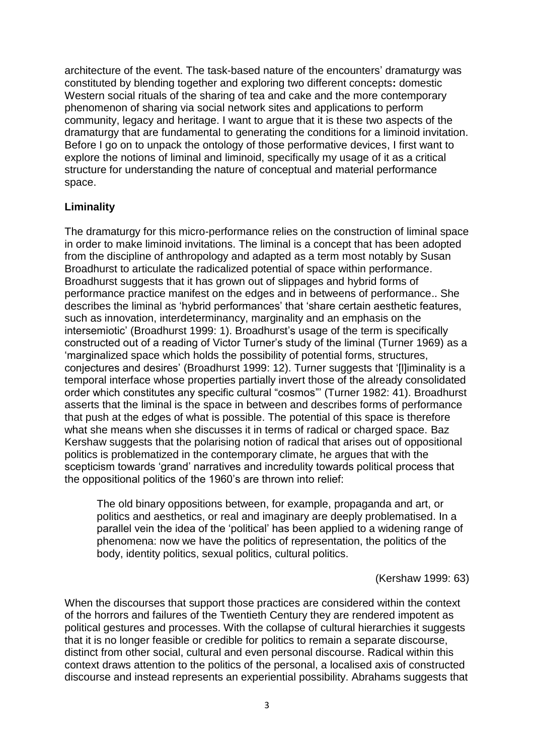architecture of the event. The task-based nature of the encounters' dramaturgy was constituted by blending together and exploring two different concepts**:** domestic Western social rituals of the sharing of tea and cake and the more contemporary phenomenon of sharing via social network sites and applications to perform community, legacy and heritage. I want to argue that it is these two aspects of the dramaturgy that are fundamental to generating the conditions for a liminoid invitation. Before I go on to unpack the ontology of those performative devices, I first want to explore the notions of liminal and liminoid, specifically my usage of it as a critical structure for understanding the nature of conceptual and material performance space.

**Liminality**

The dramaturgy for this micro-performance relies on the construction of liminal space in order to make liminoid invitations. The liminal is a concept that has been adopted from the discipline of anthropology and adapted as a term most notably by Susan Broadhurst to articulate the radicalized potential of space within performance. Broadhurst suggests that it has grown out of slippages and hybrid forms of performance practice manifest on the edges and in betweens of performance.. She describes the liminal as 'hybrid performances' that 'share certain aesthetic features, such as innovation, interdeterminancy, marginality and an emphasis on the intersemiotic' (Broadhurst 1999: 1). Broadhurst's usage of the term is specifically constructed out of a reading of Victor Turner's study of the liminal (Turner 1969) as a 'marginalized space which holds the possibility of potential forms, structures, conjectures and desires' (Broadhurst 1999: 12). Turner suggests that '[l]iminality is a temporal interface whose properties partially invert those of the already consolidated order which constitutes any specific cultural "cosmos"' (Turner 1982: 41). Broadhurst asserts that the liminal is the space in between and describes forms of performance that push at the edges of what is possible. The potential of this space is therefore what she means when she discusses it in terms of radical or charged space. Baz Kershaw suggests that the polarising notion of radical that arises out of oppositional politics is problematized in the contemporary climate, he argues that with the scepticism towards 'grand' narratives and incredulity towards political process that the oppositional politics of the 1960's are thrown into relief:

> The old binary oppositions between, for example, propaganda and art, or politics and aesthetics, or real and imaginary are deeply problematised. In a parallel vein the idea of the 'political' has been applied to a widening range of phenomena: now we have the politics of representation, the politics of the body, identity politics, sexual politics, cultural politics.
>
> (Kershaw 1999: 63)

When the discourses that support those practices are considered within the context of the horrors and failures of the Twentieth Century they are rendered impotent as political gestures and processes. With the collapse of cultural hierarchies it suggests that it is no longer feasible or credible for politics to remain a separate discourse, distinct from other social, cultural and even personal discourse. Radical within this context draws attention to the politics of the personal, a localised axis of constructed discourse and instead represents an experiential possibility. Abrahams suggests that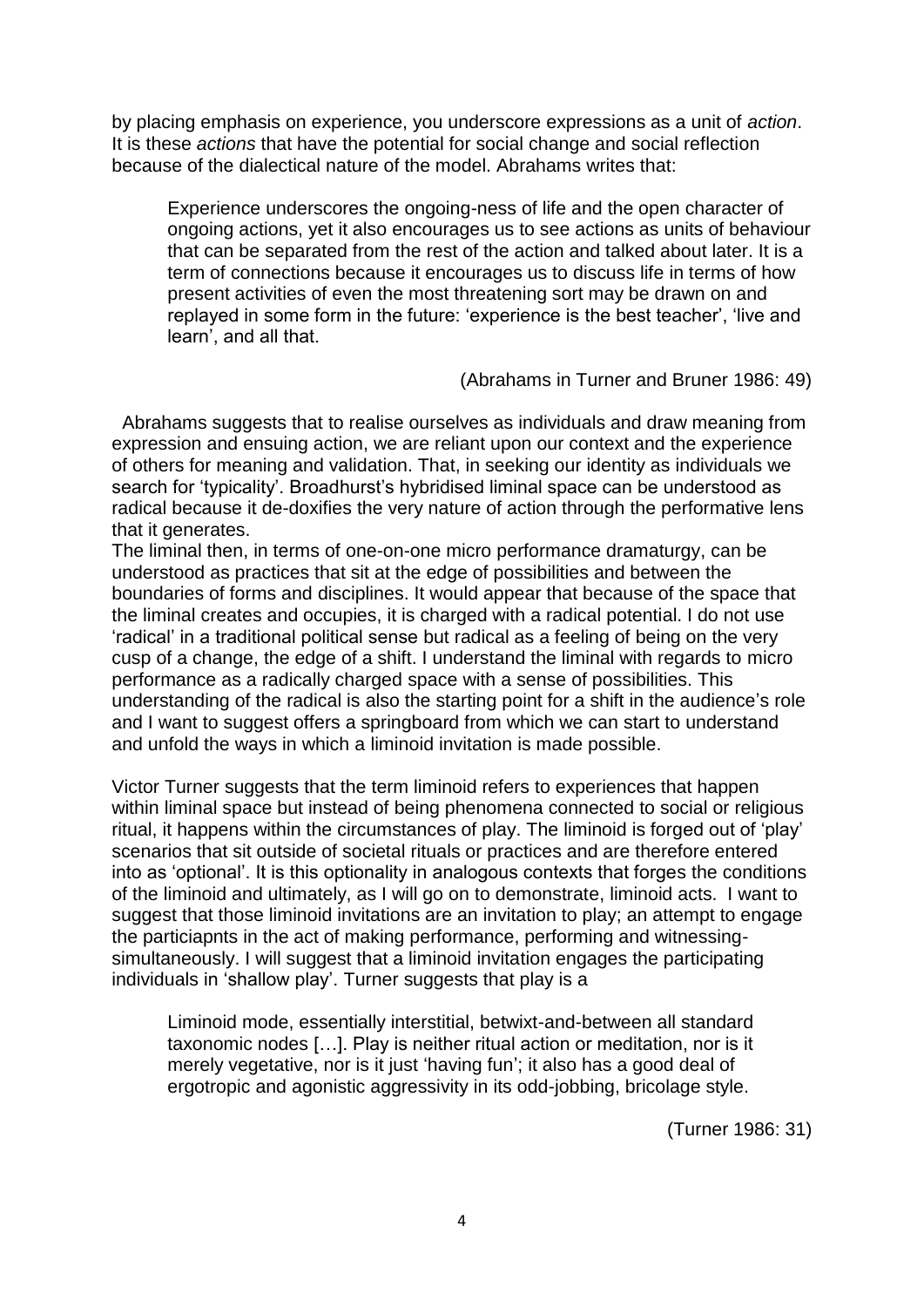by placing emphasis on experience, you underscore expressions as a unit of *action*. It is these *actions* that have the potential for social change and social reflection because of the dialectical nature of the model. Abrahams writes that:

> Experience underscores the ongoing-ness of life and the open character of ongoing actions, yet it also encourages us to see actions as units of behaviour that can be separated from the rest of the action and talked about later. It is a term of connections because it encourages us to discuss life in terms of how present activities of even the most threatening sort may be drawn on and replayed in some form in the future: 'experience is the best teacher', 'live and learn', and all that.
>
> (Abrahams in Turner and Bruner 1986: 49)

Abrahams suggests that to realise ourselves as individuals and draw meaning from expression and ensuing action, we are reliant upon our context and the experience of others for meaning and validation. That, in seeking our identity as individuals we search for 'typicality'. Broadhurst's hybridised liminal space can be understood as radical because it de-doxifies the very nature of action through the performative lens that it generates.

The liminal then, in terms of one-on-one micro performance dramaturgy, can be understood as practices that sit at the edge of possibilities and between the boundaries of forms and disciplines. It would appear that because of the space that the liminal creates and occupies, it is charged with a radical potential. I do not use 'radical' in a traditional political sense but radical as a feeling of being on the very cusp of a change, the edge of a shift. I understand the liminal with regards to micro performance as a radically charged space with a sense of possibilities. This understanding of the radical is also the starting point for a shift in the audience's role and I want to suggest offers a springboard from which we can start to understand and unfold the ways in which a liminoid invitation is made possible.

Victor Turner suggests that the term liminoid refers to experiences that happen within liminal space but instead of being phenomena connected to social or religious ritual, it happens within the circumstances of play. The liminoid is forged out of 'play' scenarios that sit outside of societal rituals or practices and are therefore entered into as 'optional'. It is this optionality in analogous contexts that forges the conditions of the liminoid and ultimately, as I will go on to demonstrate, liminoid acts. I want to suggest that those liminoid invitations are an invitation to play; an attempt to engage the particiapnts in the act of making performance, performing and witnessing- simultaneously. I will suggest that a liminoid invitation engages the participating individuals in 'shallow play'. Turner suggests that play is a

> Liminoid mode, essentially interstitial, betwixt-and-between all standard taxonomic nodes […]. Play is neither ritual action or meditation, nor is it merely vegetative, nor is it just 'having fun'; it also has a good deal of ergotropic and agonistic aggressivity in its odd-jobbing, bricolage style.
>
> (Turner 1986: 31)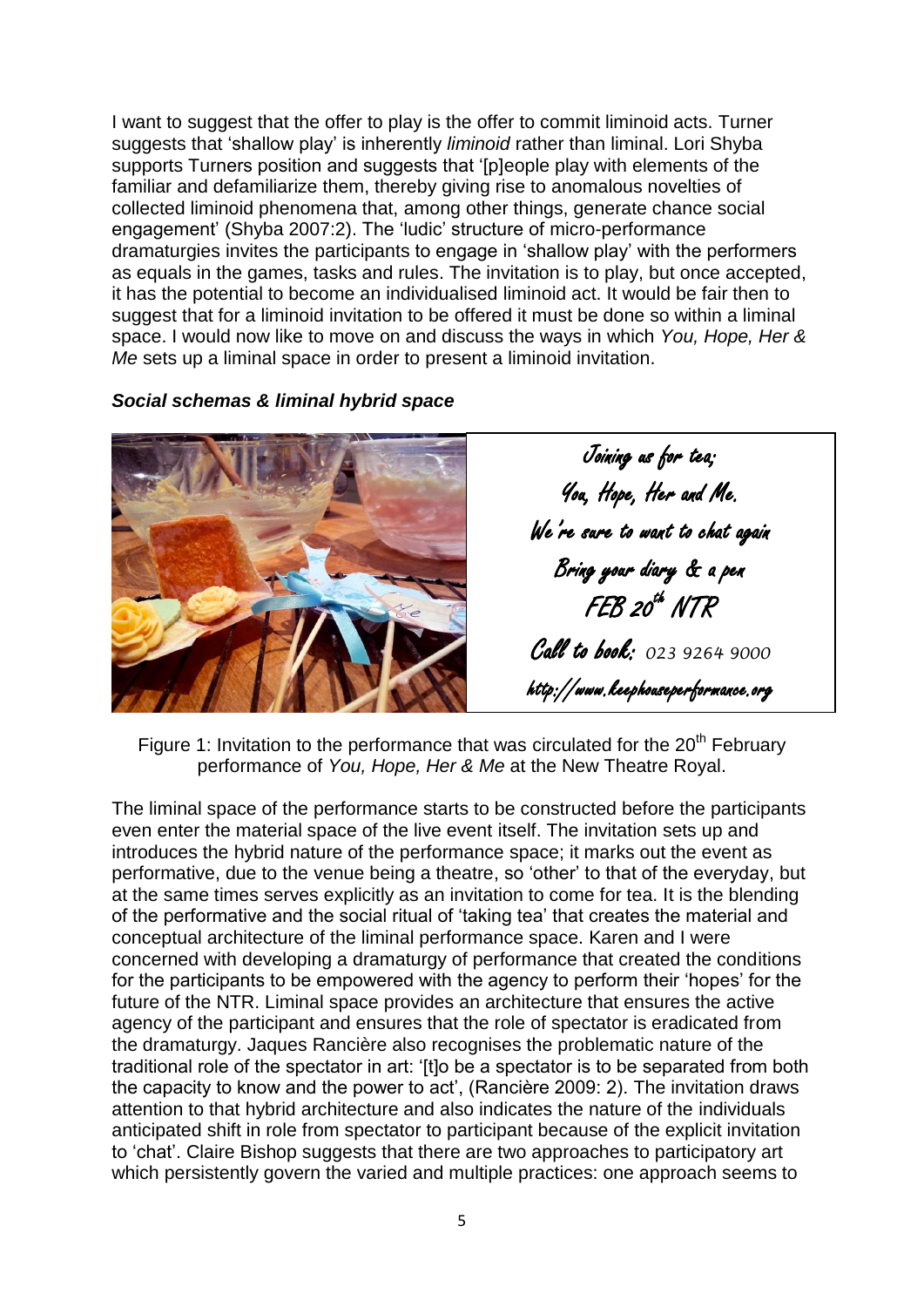I want to suggest that the offer to play is the offer to commit liminoid acts. Turner suggests that 'shallow play' is inherently *liminoid* rather than liminal. Lori Shyba supports Turners position and suggests that '[p]eople play with elements of the familiar and defamiliarize them, thereby giving rise to anomalous novelties of collected liminoid phenomena that, among other things, generate chance social engagement' (Shyba 2007:2). The 'ludic' structure of micro-performance dramaturgies invites the participants to engage in 'shallow play' with the performers as equals in the games, tasks and rules. The invitation is to play, but once accepted, it has the potential to become an individualised liminoid act. It would be fair then to suggest that for a liminoid invitation to be offered it must be done so within a liminal space. I would now like to move on and discuss the ways in which *You, Hope, Her & Me* sets up a liminal space in order to present a liminoid invitation.

***Social schemas & liminal hybrid space***

Joining us for tea;
You, Hope, Her and Me.
We're sure to want to chat again
Bring your diary & a pen
FEB 20th NTR
Call to book: 023 9264 9000
http://www.keephouseperformance.org

Figure 1: Invitation to the performance that was circulated for the 20th February performance of *You, Hope, Her & Me* at the New Theatre Royal.

The liminal space of the performance starts to be constructed before the participants even enter the material space of the live event itself. The invitation sets up and introduces the hybrid nature of the performance space; it marks out the event as performative, due to the venue being a theatre, so 'other' to that of the everyday, but at the same times serves explicitly as an invitation to come for tea. It is the blending of the performative and the social ritual of 'taking tea' that creates the material and conceptual architecture of the liminal performance space. Karen and I were concerned with developing a dramaturgy of performance that created the conditions for the participants to be empowered with the agency to perform their 'hopes' for the future of the NTR. Liminal space provides an architecture that ensures the active agency of the participant and ensures that the role of spectator is eradicated from the dramaturgy. Jaques Rancière also recognises the problematic nature of the traditional role of the spectator in art: '[t]o be a spectator is to be separated from both the capacity to know and the power to act', (Rancière 2009: 2). The invitation draws attention to that hybrid architecture and also indicates the nature of the individuals anticipated shift in role from spectator to participant because of the explicit invitation to 'chat'. Claire Bishop suggests that there are two approaches to participatory art which persistently govern the varied and multiple practices: one approach seems to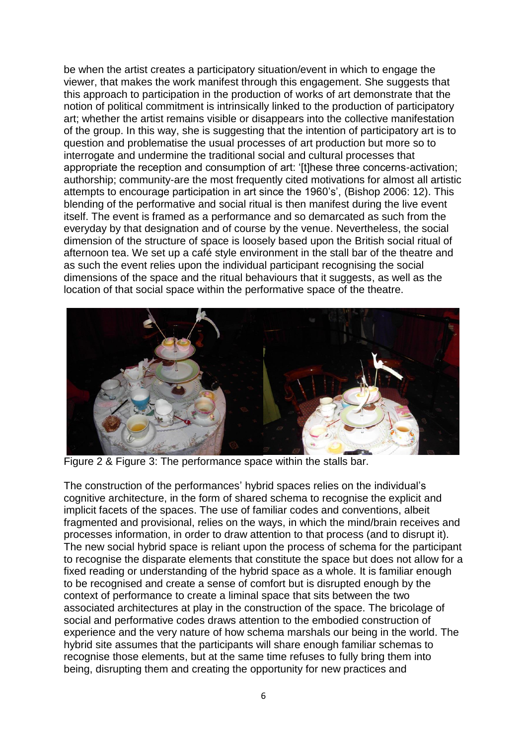be when the artist creates a participatory situation/event in which to engage the viewer, that makes the work manifest through this engagement. She suggests that this approach to participation in the production of works of art demonstrate that the notion of political commitment is intrinsically linked to the production of participatory art; whether the artist remains visible or disappears into the collective manifestation of the group. In this way, she is suggesting that the intention of participatory art is to question and problematise the usual processes of art production but more so to interrogate and undermine the traditional social and cultural processes that appropriate the reception and consumption of art: '[t]hese three concerns-activation; authorship; community-are the most frequently cited motivations for almost all artistic attempts to encourage participation in art since the 1960's', (Bishop 2006: 12). This blending of the performative and social ritual is then manifest during the live event itself. The event is framed as a performance and so demarcated as such from the everyday by that designation and of course by the venue. Nevertheless, the social dimension of the structure of space is loosely based upon the British social ritual of afternoon tea. We set up a café style environment in the stall bar of the theatre and as such the event relies upon the individual participant recognising the social dimensions of the space and the ritual behaviours that it suggests, as well as the location of that social space within the performative space of the theatre.

Figure 2 & Figure 3: The performance space within the stalls bar.

The construction of the performances' hybrid spaces relies on the individual's cognitive architecture, in the form of shared schema to recognise the explicit and implicit facets of the spaces. The use of familiar codes and conventions, albeit fragmented and provisional, relies on the ways, in which the mind/brain receives and processes information, in order to draw attention to that process (and to disrupt it). The new social hybrid space is reliant upon the process of schema for the participant to recognise the disparate elements that constitute the space but does not allow for a fixed reading or understanding of the hybrid space as a whole. It is familiar enough to be recognised and create a sense of comfort but is disrupted enough by the context of performance to create a liminal space that sits between the two associated architectures at play in the construction of the space. The bricolage of social and performative codes draws attention to the embodied construction of experience and the very nature of how schema marshals our being in the world. The hybrid site assumes that the participants will share enough familiar schemas to recognise those elements, but at the same time refuses to fully bring them into being, disrupting them and creating the opportunity for new practices and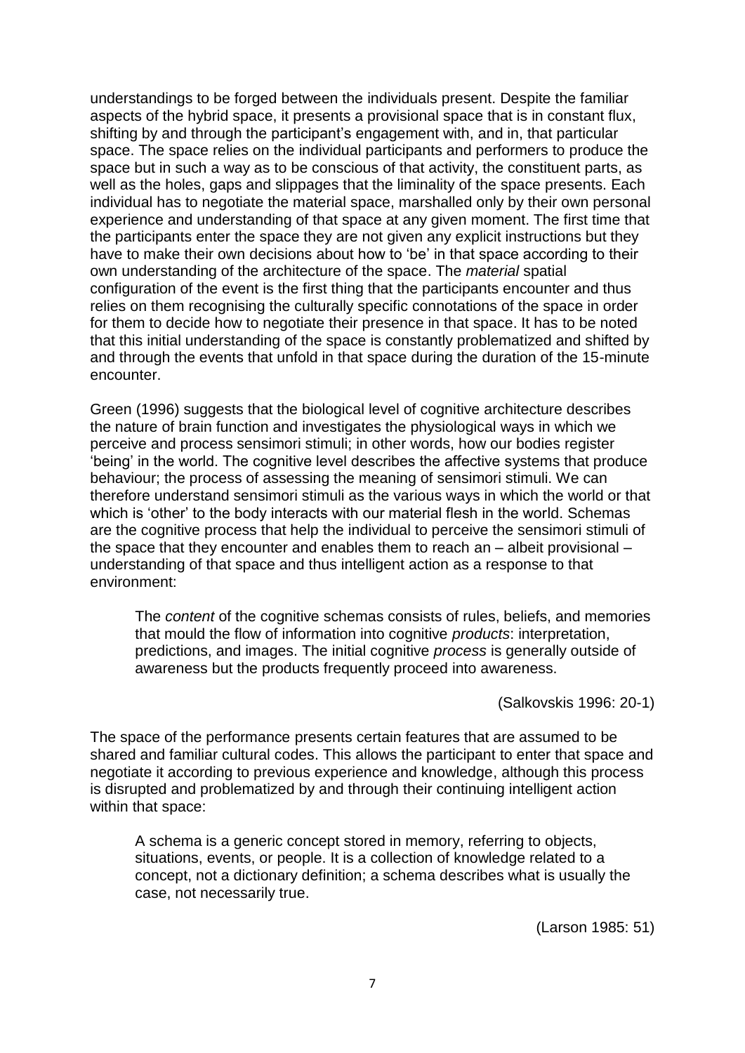understandings to be forged between the individuals present. Despite the familiar aspects of the hybrid space, it presents a provisional space that is in constant flux, shifting by and through the participant's engagement with, and in, that particular space. The space relies on the individual participants and performers to produce the space but in such a way as to be conscious of that activity, the constituent parts, as well as the holes, gaps and slippages that the liminality of the space presents. Each individual has to negotiate the material space, marshalled only by their own personal experience and understanding of that space at any given moment. The first time that the participants enter the space they are not given any explicit instructions but they have to make their own decisions about how to 'be' in that space according to their own understanding of the architecture of the space. The *material* spatial configuration of the event is the first thing that the participants encounter and thus relies on them recognising the culturally specific connotations of the space in order for them to decide how to negotiate their presence in that space. It has to be noted that this initial understanding of the space is constantly problematized and shifted by and through the events that unfold in that space during the duration of the 15-minute encounter.

Green (1996) suggests that the biological level of cognitive architecture describes the nature of brain function and investigates the physiological ways in which we perceive and process sensimori stimuli; in other words, how our bodies register 'being' in the world. The cognitive level describes the affective systems that produce behaviour; the process of assessing the meaning of sensimori stimuli. We can therefore understand sensimori stimuli as the various ways in which the world or that which is 'other' to the body interacts with our material flesh in the world. Schemas are the cognitive process that help the individual to perceive the sensimori stimuli of the space that they encounter and enables them to reach an – albeit provisional – understanding of that space and thus intelligent action as a response to that environment:

> The *content* of the cognitive schemas consists of rules, beliefs, and memories that mould the flow of information into cognitive *products*: interpretation, predictions, and images. The initial cognitive *process* is generally outside of awareness but the products frequently proceed into awareness.
>
> (Salkovskis 1996: 20-1)

The space of the performance presents certain features that are assumed to be shared and familiar cultural codes. This allows the participant to enter that space and negotiate it according to previous experience and knowledge, although this process is disrupted and problematized by and through their continuing intelligent action within that space:

> A schema is a generic concept stored in memory, referring to objects, situations, events, or people. It is a collection of knowledge related to a concept, not a dictionary definition; a schema describes what is usually the case, not necessarily true.
>
> (Larson 1985: 51)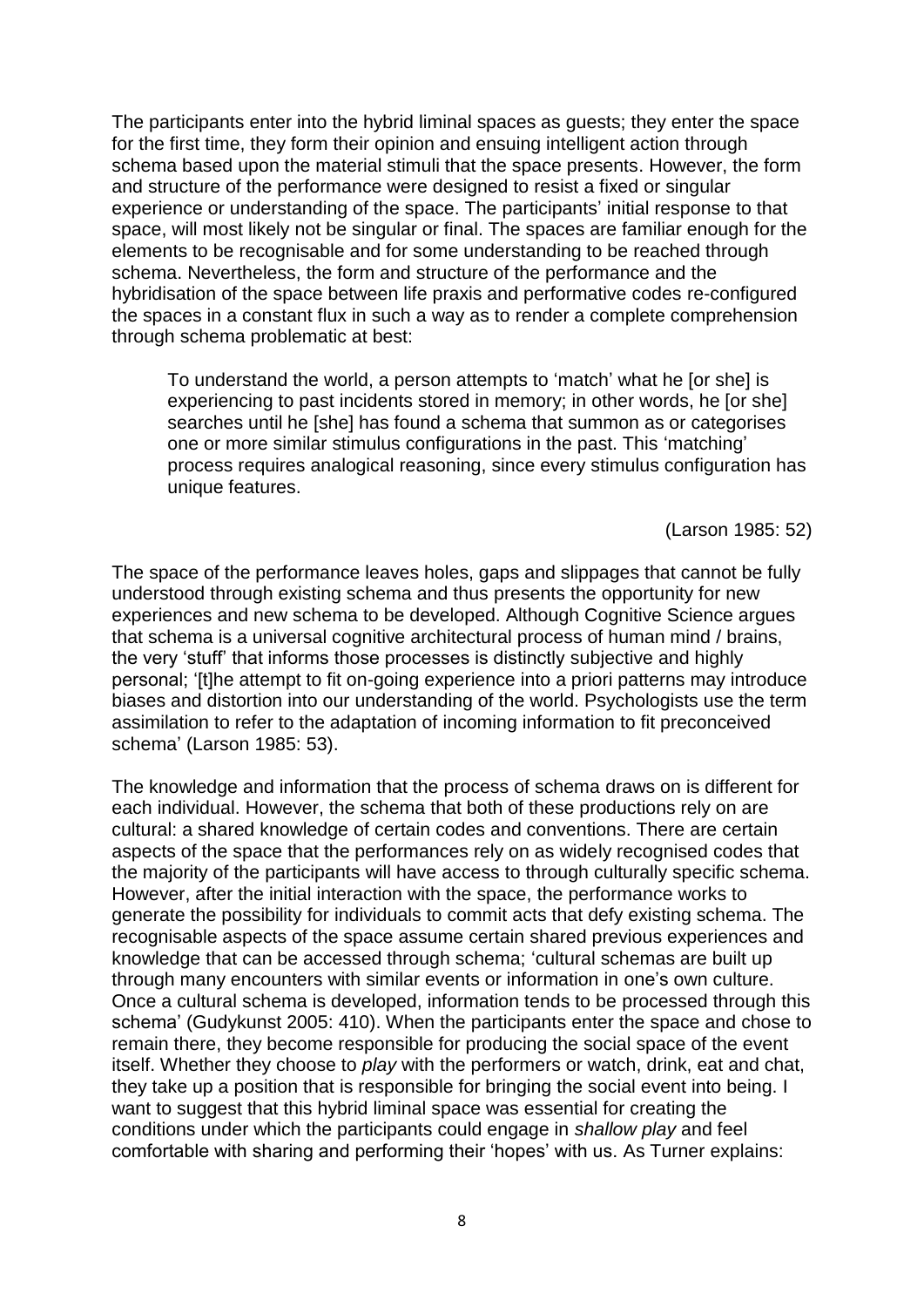The participants enter into the hybrid liminal spaces as guests; they enter the space for the first time, they form their opinion and ensuing intelligent action through schema based upon the material stimuli that the space presents. However, the form and structure of the performance were designed to resist a fixed or singular experience or understanding of the space. The participants' initial response to that space, will most likely not be singular or final. The spaces are familiar enough for the elements to be recognisable and for some understanding to be reached through schema. Nevertheless, the form and structure of the performance and the hybridisation of the space between life praxis and performative codes re-configured the spaces in a constant flux in such a way as to render a complete comprehension through schema problematic at best:

> To understand the world, a person attempts to 'match' what he [or she] is experiencing to past incidents stored in memory; in other words, he [or she] searches until he [she] has found a schema that summon as or categorises one or more similar stimulus configurations in the past. This 'matching' process requires analogical reasoning, since every stimulus configuration has unique features.
>
> (Larson 1985: 52)

The space of the performance leaves holes, gaps and slippages that cannot be fully understood through existing schema and thus presents the opportunity for new experiences and new schema to be developed. Although Cognitive Science argues that schema is a universal cognitive architectural process of human mind / brains, the very 'stuff' that informs those processes is distinctly subjective and highly personal; '[t]he attempt to fit on-going experience into a priori patterns may introduce biases and distortion into our understanding of the world. Psychologists use the term assimilation to refer to the adaptation of incoming information to fit preconceived schema' (Larson 1985: 53).

The knowledge and information that the process of schema draws on is different for each individual. However, the schema that both of these productions rely on are cultural: a shared knowledge of certain codes and conventions. There are certain aspects of the space that the performances rely on as widely recognised codes that the majority of the participants will have access to through culturally specific schema. However, after the initial interaction with the space, the performance works to generate the possibility for individuals to commit acts that defy existing schema. The recognisable aspects of the space assume certain shared previous experiences and knowledge that can be accessed through schema; 'cultural schemas are built up through many encounters with similar events or information in one's own culture. Once a cultural schema is developed, information tends to be processed through this schema' (Gudykunst 2005: 410). When the participants enter the space and chose to remain there, they become responsible for producing the social space of the event itself. Whether they choose to *play* with the performers or watch, drink, eat and chat, they take up a position that is responsible for bringing the social event into being. I want to suggest that this hybrid liminal space was essential for creating the conditions under which the participants could engage in *shallow play* and feel comfortable with sharing and performing their 'hopes' with us. As Turner explains: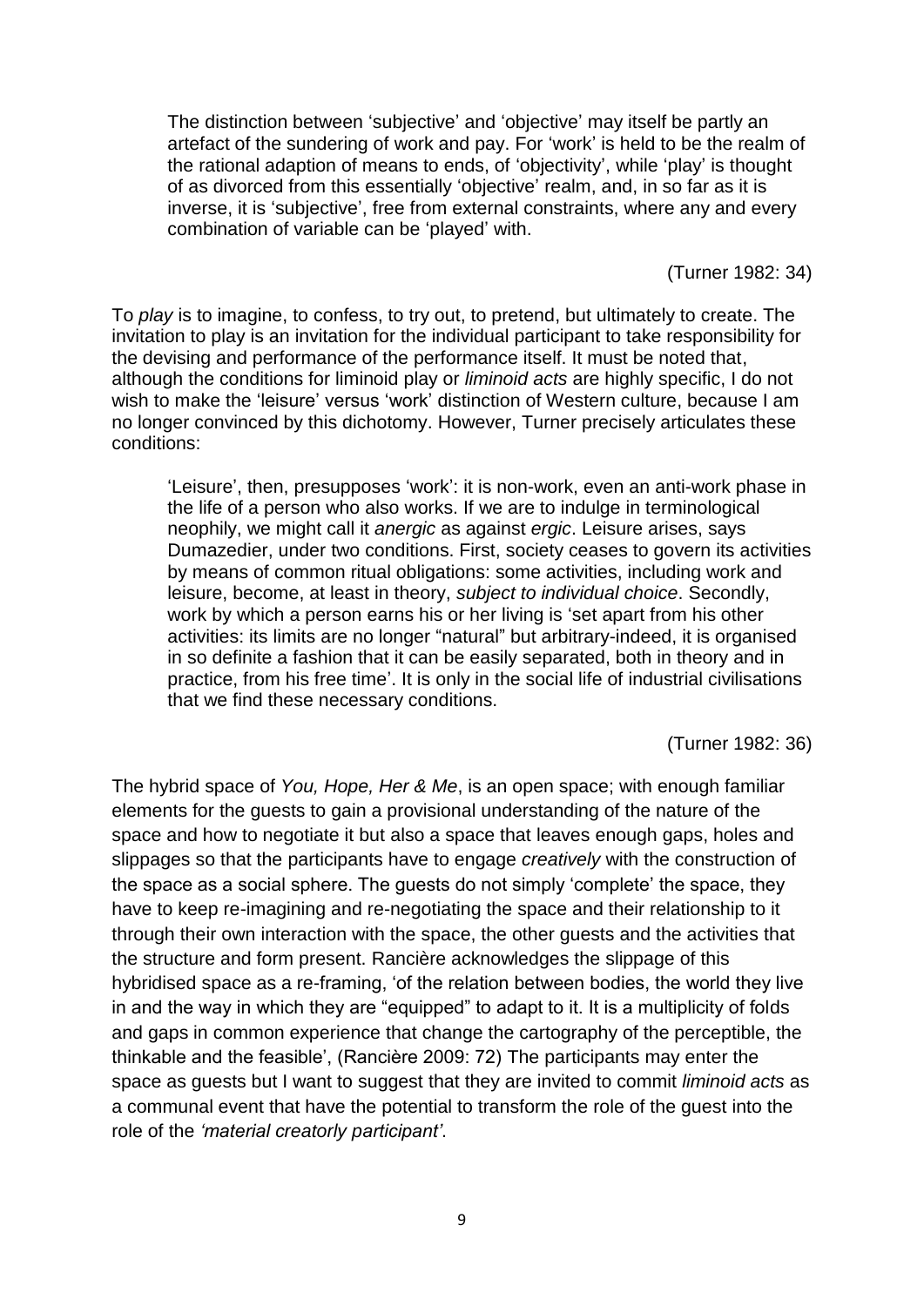> The distinction between 'subjective' and 'objective' may itself be partly an artefact of the sundering of work and pay. For 'work' is held to be the realm of the rational adaption of means to ends, of 'objectivity', while 'play' is thought of as divorced from this essentially 'objective' realm, and, in so far as it is inverse, it is 'subjective', free from external constraints, where any and every combination of variable can be 'played' with.
>
> (Turner 1982: 34)

To *play* is to imagine, to confess, to try out, to pretend, but ultimately to create. The invitation to play is an invitation for the individual participant to take responsibility for the devising and performance of the performance itself. It must be noted that, although the conditions for liminoid play or *liminoid acts* are highly specific, I do not wish to make the 'leisure' versus 'work' distinction of Western culture, because I am no longer convinced by this dichotomy. However, Turner precisely articulates these conditions:

> 'Leisure', then, presupposes 'work': it is non-work, even an anti-work phase in the life of a person who also works. If we are to indulge in terminological neophily, we might call it *anergic* as against *ergic*. Leisure arises, says Dumazedier, under two conditions. First, society ceases to govern its activities by means of common ritual obligations: some activities, including work and leisure, become, at least in theory, *subject to individual choice*. Secondly, work by which a person earns his or her living is 'set apart from his other activities: its limits are no longer "natural" but arbitrary-indeed, it is organised in so definite a fashion that it can be easily separated, both in theory and in practice, from his free time'. It is only in the social life of industrial civilisations that we find these necessary conditions.
>
> (Turner 1982: 36)

The hybrid space of *You, Hope, Her & Me*, is an open space; with enough familiar elements for the guests to gain a provisional understanding of the nature of the space and how to negotiate it but also a space that leaves enough gaps, holes and slippages so that the participants have to engage *creatively* with the construction of the space as a social sphere. The guests do not simply 'complete' the space, they have to keep re-imagining and re-negotiating the space and their relationship to it through their own interaction with the space, the other guests and the activities that the structure and form present. Rancière acknowledges the slippage of this hybridised space as a re-framing, 'of the relation between bodies, the world they live in and the way in which they are "equipped" to adapt to it. It is a multiplicity of folds and gaps in common experience that change the cartography of the perceptible, the thinkable and the feasible', (Rancière 2009: 72) The participants may enter the space as guests but I want to suggest that they are invited to commit *liminoid acts* as a communal event that have the potential to transform the role of the guest into the role of the *'material creatorly participant'*.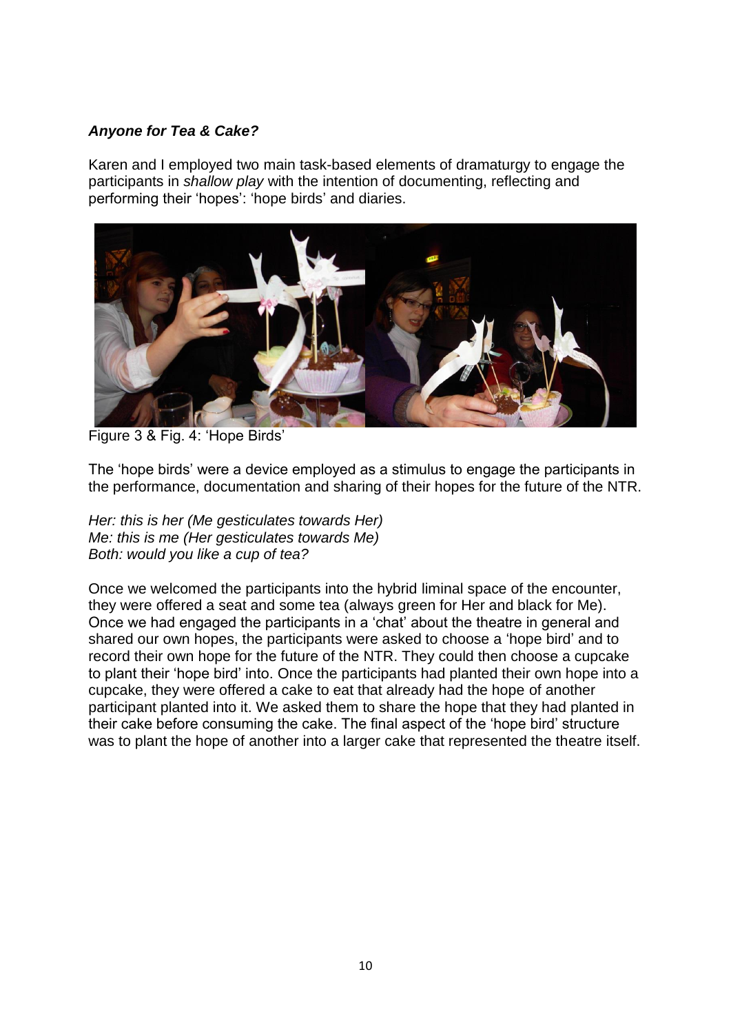### ***Anyone for Tea & Cake?***

Karen and I employed two main task-based elements of dramaturgy to engage the participants in *shallow play* with the intention of documenting, reflecting and performing their 'hopes': 'hope birds' and diaries.

Figure 3 & Fig. 4: 'Hope Birds'

The 'hope birds' were a device employed as a stimulus to engage the participants in the performance, documentation and sharing of their hopes for the future of the NTR.

*Her: this is her (Me gesticulates towards Her)*
*Me: this is me (Her gesticulates towards Me)*
*Both: would you like a cup of tea?*

Once we welcomed the participants into the hybrid liminal space of the encounter, they were offered a seat and some tea (always green for Her and black for Me). Once we had engaged the participants in a 'chat' about the theatre in general and shared our own hopes, the participants were asked to choose a 'hope bird' and to record their own hope for the future of the NTR. They could then choose a cupcake to plant their 'hope bird' into. Once the participants had planted their own hope into a cupcake, they were offered a cake to eat that already had the hope of another participant planted into it. We asked them to share the hope that they had planted in their cake before consuming the cake. The final aspect of the 'hope bird' structure was to plant the hope of another into a larger cake that represented the theatre itself.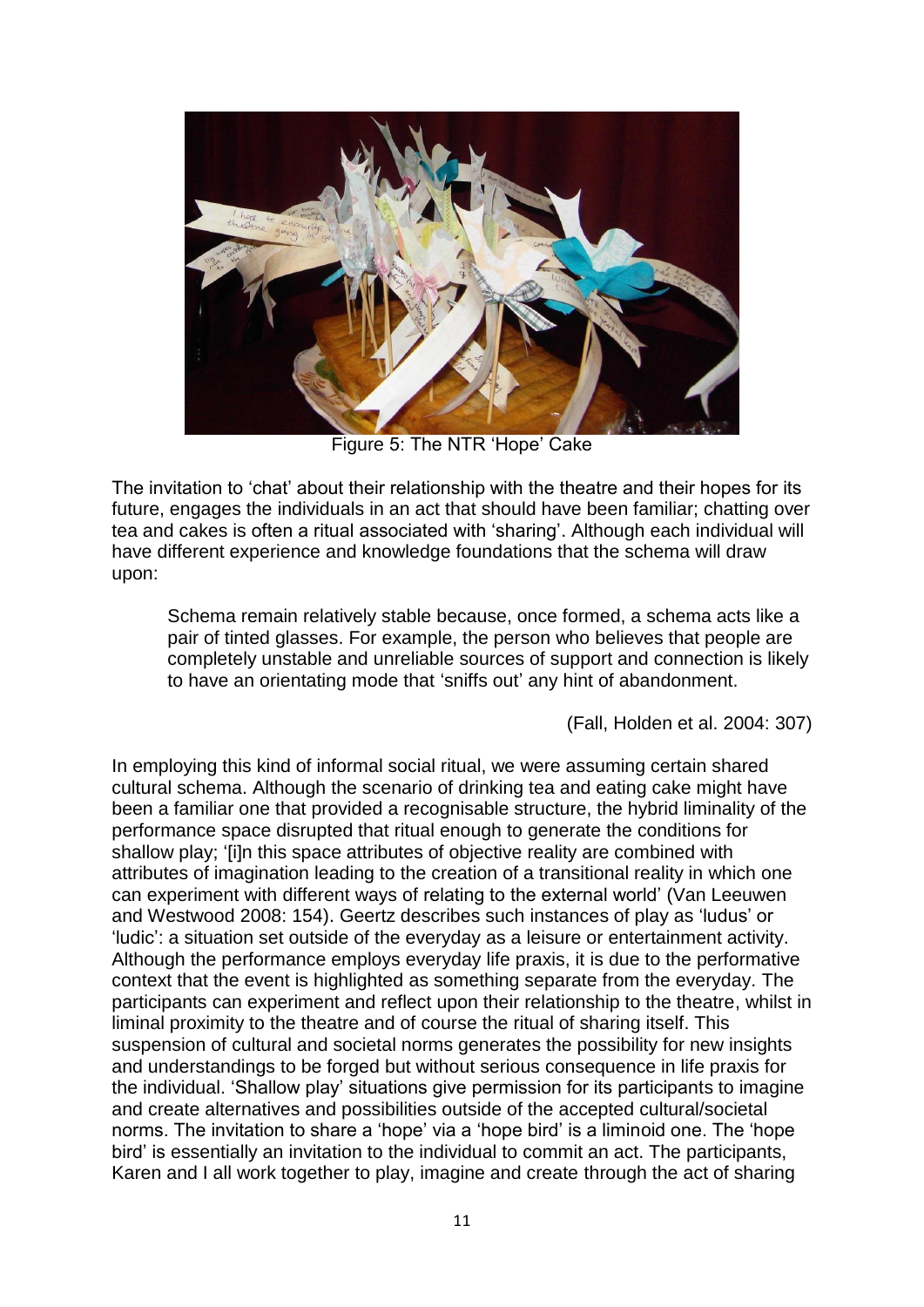Figure 5: The NTR 'Hope' Cake

The invitation to 'chat' about their relationship with the theatre and their hopes for its future, engages the individuals in an act that should have been familiar; chatting over tea and cakes is often a ritual associated with 'sharing'. Although each individual will have different experience and knowledge foundations that the schema will draw upon:

> Schema remain relatively stable because, once formed, a schema acts like a pair of tinted glasses. For example, the person who believes that people are completely unstable and unreliable sources of support and connection is likely to have an orientating mode that 'sniffs out' any hint of abandonment.
>
> (Fall, Holden et al. 2004: 307)

In employing this kind of informal social ritual, we were assuming certain shared cultural schema. Although the scenario of drinking tea and eating cake might have been a familiar one that provided a recognisable structure, the hybrid liminality of the performance space disrupted that ritual enough to generate the conditions for shallow play; '[i]n this space attributes of objective reality are combined with attributes of imagination leading to the creation of a transitional reality in which one can experiment with different ways of relating to the external world' (Van Leeuwen and Westwood 2008: 154). Geertz describes such instances of play as 'ludus' or 'ludic': a situation set outside of the everyday as a leisure or entertainment activity. Although the performance employs everyday life praxis, it is due to the performative context that the event is highlighted as something separate from the everyday. The participants can experiment and reflect upon their relationship to the theatre, whilst in liminal proximity to the theatre and of course the ritual of sharing itself. This suspension of cultural and societal norms generates the possibility for new insights and understandings to be forged but without serious consequence in life praxis for the individual. 'Shallow play' situations give permission for its participants to imagine and create alternatives and possibilities outside of the accepted cultural/societal norms. The invitation to share a 'hope' via a 'hope bird' is a liminoid one. The 'hope bird' is essentially an invitation to the individual to commit an act. The participants, Karen and I all work together to play, imagine and create through the act of sharing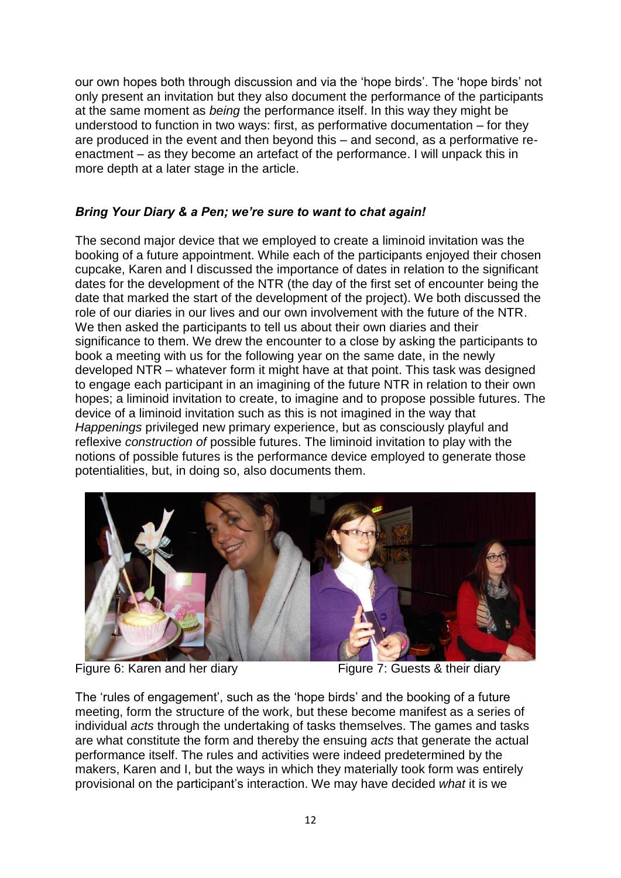our own hopes both through discussion and via the 'hope birds'. The 'hope birds' not only present an invitation but they also document the performance of the participants at the same moment as *being* the performance itself. In this way they might be understood to function in two ways: first, as performative documentation – for they are produced in the event and then beyond this – and second, as a performative re-enactment – as they become an artefact of the performance. I will unpack this in more depth at a later stage in the article.

### *Bring Your Diary & a Pen; we're sure to want to chat again!*

The second major device that we employed to create a liminoid invitation was the booking of a future appointment. While each of the participants enjoyed their chosen cupcake, Karen and I discussed the importance of dates in relation to the significant dates for the development of the NTR (the day of the first set of encounter being the date that marked the start of the development of the project). We both discussed the role of our diaries in our lives and our own involvement with the future of the NTR. We then asked the participants to tell us about their own diaries and their significance to them. We drew the encounter to a close by asking the participants to book a meeting with us for the following year on the same date, in the newly developed NTR – whatever form it might have at that point. This task was designed to engage each participant in an imagining of the future NTR in relation to their own hopes; a liminoid invitation to create, to imagine and to propose possible futures. The device of a liminoid invitation such as this is not imagined in the way that *Happenings* privileged new primary experience, but as consciously playful and reflexive *construction of* possible futures. The liminoid invitation to play with the notions of possible futures is the performance device employed to generate those potentialities, but, in doing so, also documents them.

Figure 6: Karen and her diary

Figure 7: Guests & their diary

The 'rules of engagement', such as the 'hope birds' and the booking of a future meeting, form the structure of the work, but these become manifest as a series of individual *acts* through the undertaking of tasks themselves. The games and tasks are what constitute the form and thereby the ensuing *acts* that generate the actual performance itself. The rules and activities were indeed predetermined by the makers, Karen and I, but the ways in which they materially took form was entirely provisional on the participant's interaction. We may have decided *what* it is we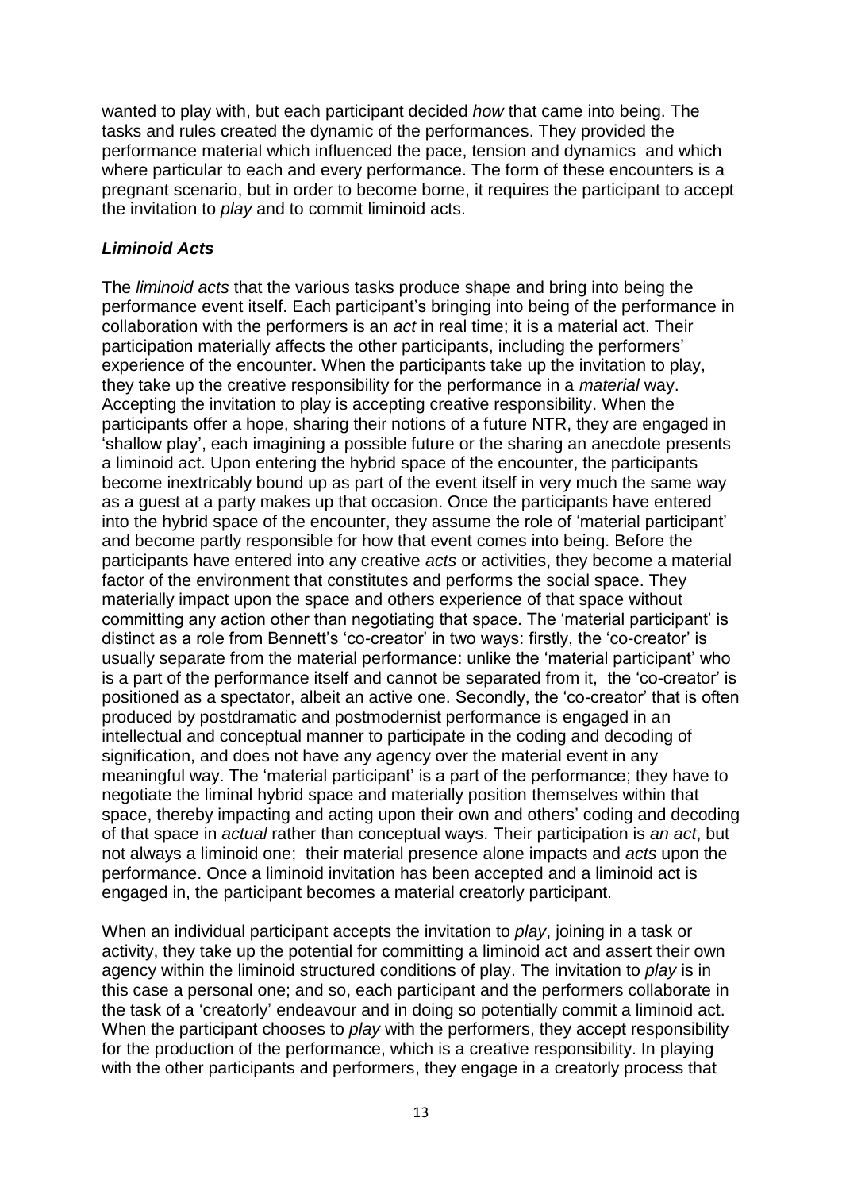wanted to play with, but each participant decided *how* that came into being. The tasks and rules created the dynamic of the performances. They provided the performance material which influenced the pace, tension and dynamics and which where particular to each and every performance. The form of these encounters is a pregnant scenario, but in order to become borne, it requires the participant to accept the invitation to *play* and to commit liminoid acts.

### ***Liminoid Acts***

The *liminoid acts* that the various tasks produce shape and bring into being the performance event itself. Each participant's bringing into being of the performance in collaboration with the performers is an *act* in real time; it is a material act. Their participation materially affects the other participants, including the performers' experience of the encounter. When the participants take up the invitation to play, they take up the creative responsibility for the performance in a *material* way. Accepting the invitation to play is accepting creative responsibility. When the participants offer a hope, sharing their notions of a future NTR, they are engaged in 'shallow play', each imagining a possible future or the sharing an anecdote presents a liminoid act. Upon entering the hybrid space of the encounter, the participants become inextricably bound up as part of the event itself in very much the same way as a guest at a party makes up that occasion. Once the participants have entered into the hybrid space of the encounter, they assume the role of 'material participant' and become partly responsible for how that event comes into being. Before the participants have entered into any creative *acts* or activities, they become a material factor of the environment that constitutes and performs the social space. They materially impact upon the space and others experience of that space without committing any action other than negotiating that space. The 'material participant' is distinct as a role from Bennett's 'co-creator' in two ways: firstly, the 'co-creator' is usually separate from the material performance: unlike the 'material participant' who is a part of the performance itself and cannot be separated from it, the 'co-creator' is positioned as a spectator, albeit an active one. Secondly, the 'co-creator' that is often produced by postdramatic and postmodernist performance is engaged in an intellectual and conceptual manner to participate in the coding and decoding of signification, and does not have any agency over the material event in any meaningful way. The 'material participant' is a part of the performance; they have to negotiate the liminal hybrid space and materially position themselves within that space, thereby impacting and acting upon their own and others' coding and decoding of that space in *actual* rather than conceptual ways. Their participation is *an act*, but not always a liminoid one; their material presence alone impacts and *acts* upon the performance. Once a liminoid invitation has been accepted and a liminoid act is engaged in, the participant becomes a material creatorly participant.

When an individual participant accepts the invitation to *play*, joining in a task or activity, they take up the potential for committing a liminoid act and assert their own agency within the liminoid structured conditions of play. The invitation to *play* is in this case a personal one; and so, each participant and the performers collaborate in the task of a 'creatorly' endeavour and in doing so potentially commit a liminoid act. When the participant chooses to *play* with the performers, they accept responsibility for the production of the performance, which is a creative responsibility. In playing with the other participants and performers, they engage in a creatorly process that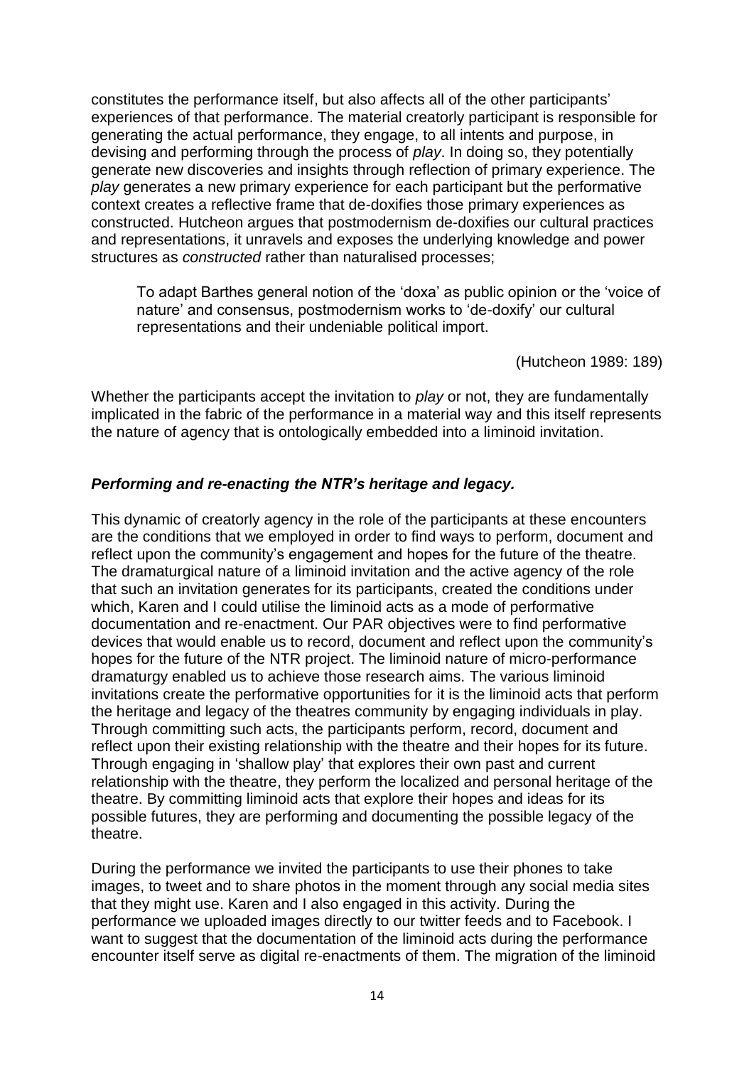constitutes the performance itself, but also affects all of the other participants' experiences of that performance. The material creatorly participant is responsible for generating the actual performance, they engage, to all intents and purpose, in devising and performing through the process of *play*. In doing so, they potentially generate new discoveries and insights through reflection of primary experience. The *play* generates a new primary experience for each participant but the performative context creates a reflective frame that de-doxifies those primary experiences as constructed. Hutcheon argues that postmodernism de-doxifies our cultural practices and representations, it unravels and exposes the underlying knowledge and power structures as *constructed* rather than naturalised processes;

> To adapt Barthes general notion of the 'doxa' as public opinion or the 'voice of nature' and consensus, postmodernism works to 'de-doxify' our cultural representations and their undeniable political import.
>
> (Hutcheon 1989: 189)

Whether the participants accept the invitation to *play* or not, they are fundamentally implicated in the fabric of the performance in a material way and this itself represents the nature of agency that is ontologically embedded into a liminoid invitation.

### ***Performing and re-enacting the NTR's heritage and legacy.***

This dynamic of creatorly agency in the role of the participants at these encounters are the conditions that we employed in order to find ways to perform, document and reflect upon the community's engagement and hopes for the future of the theatre. The dramaturgical nature of a liminoid invitation and the active agency of the role that such an invitation generates for its participants, created the conditions under which, Karen and I could utilise the liminoid acts as a mode of performative documentation and re-enactment. Our PAR objectives were to find performative devices that would enable us to record, document and reflect upon the community's hopes for the future of the NTR project. The liminoid nature of micro-performance dramaturgy enabled us to achieve those research aims. The various liminoid invitations create the performative opportunities for it is the liminoid acts that perform the heritage and legacy of the theatres community by engaging individuals in play. Through committing such acts, the participants perform, record, document and reflect upon their existing relationship with the theatre and their hopes for its future. Through engaging in 'shallow play' that explores their own past and current relationship with the theatre, they perform the localized and personal heritage of the theatre. By committing liminoid acts that explore their hopes and ideas for its possible futures, they are performing and documenting the possible legacy of the theatre.

During the performance we invited the participants to use their phones to take images, to tweet and to share photos in the moment through any social media sites that they might use. Karen and I also engaged in this activity. During the performance we uploaded images directly to our twitter feeds and to Facebook. I want to suggest that the documentation of the liminoid acts during the performance encounter itself serve as digital re-enactments of them. The migration of the liminoid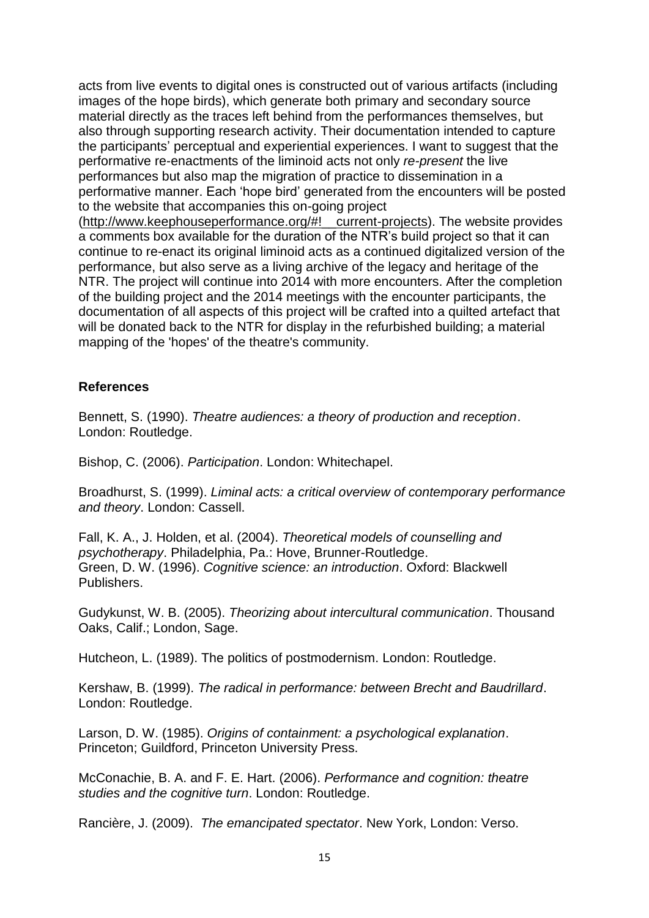acts from live events to digital ones is constructed out of various artifacts (including images of the hope birds), which generate both primary and secondary source material directly as the traces left behind from the performances themselves, but also through supporting research activity. Their documentation intended to capture the participants' perceptual and experiential experiences. I want to suggest that the performative re-enactments of the liminoid acts not only *re-present* the live performances but also map the migration of practice to dissemination in a performative manner. Each 'hope bird' generated from the encounters will be posted to the website that accompanies this on-going project (http://www.keephouseperformance.org/#!__current-projects). The website provides a comments box available for the duration of the NTR's build project so that it can continue to re-enact its original liminoid acts as a continued digitalized version of the performance, but also serve as a living archive of the legacy and heritage of the NTR. The project will continue into 2014 with more encounters. After the completion of the building project and the 2014 meetings with the encounter participants, the documentation of all aspects of this project will be crafted into a quilted artefact that will be donated back to the NTR for display in the refurbished building; a material mapping of the 'hopes' of the theatre's community.

## References

Bennett, S. (1990). *Theatre audiences: a theory of production and reception*. London: Routledge.

Bishop, C. (2006). *Participation*. London: Whitechapel.

Broadhurst, S. (1999). *Liminal acts: a critical overview of contemporary performance and theory*. London: Cassell.

Fall, K. A., J. Holden, et al. (2004). *Theoretical models of counselling and psychotherapy*. Philadelphia, Pa.: Hove, Brunner-Routledge.
Green, D. W. (1996). *Cognitive science: an introduction*. Oxford: Blackwell Publishers.

Gudykunst, W. B. (2005). *Theorizing about intercultural communication*. Thousand Oaks, Calif.; London, Sage.

Hutcheon, L. (1989). The politics of postmodernism. London: Routledge.

Kershaw, B. (1999). *The radical in performance: between Brecht and Baudrillard*. London: Routledge.

Larson, D. W. (1985). *Origins of containment: a psychological explanation*. Princeton; Guildford, Princeton University Press.

McConachie, B. A. and F. E. Hart. (2006). *Performance and cognition: theatre studies and the cognitive turn*. London: Routledge.

Rancière, J. (2009). *The emancipated spectator*. New York, London: Verso.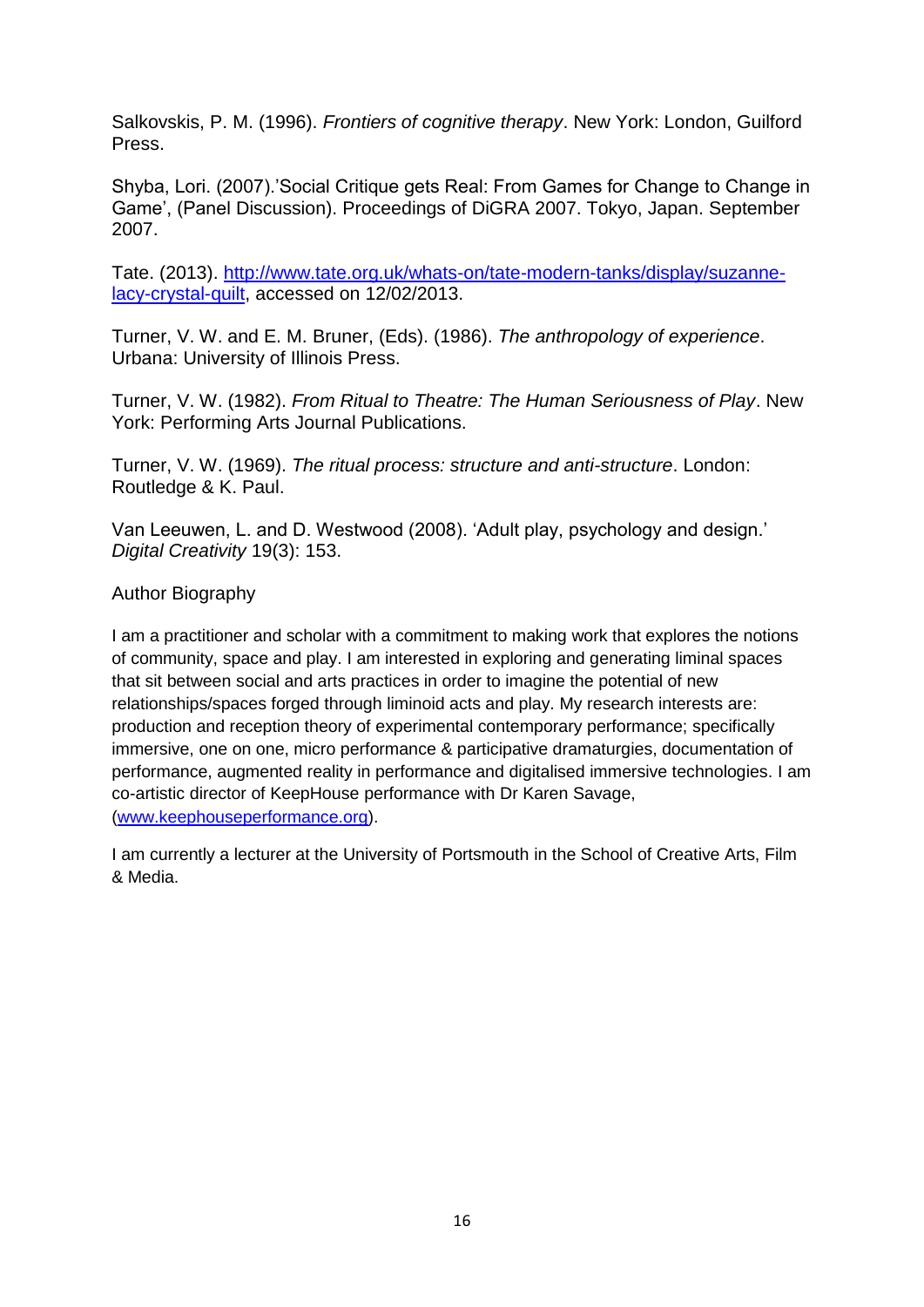Salkovskis, P. M. (1996). *Frontiers of cognitive therapy*. New York: London, Guilford Press.

Shyba, Lori. (2007).'Social Critique gets Real: From Games for Change to Change in Game', (Panel Discussion). Proceedings of DiGRA 2007. Tokyo, Japan. September 2007.

Tate. (2013). [http://www.tate.org.uk/whats-on/tate-modern-tanks/display/suzanne-lacy-crystal-quilt](http://www.tate.org.uk/whats-on/tate-modern-tanks/display/suzanne-lacy-crystal-quilt), accessed on 12/02/2013.

Turner, V. W. and E. M. Bruner, (Eds). (1986). *The anthropology of experience*. Urbana: University of Illinois Press.

Turner, V. W. (1982). *From Ritual to Theatre: The Human Seriousness of Play*. New York: Performing Arts Journal Publications.

Turner, V. W. (1969). *The ritual process: structure and anti-structure*. London: Routledge & K. Paul.

Van Leeuwen, L. and D. Westwood (2008). 'Adult play, psychology and design.' *Digital Creativity* 19(3): 153.

Author Biography

I am a practitioner and scholar with a commitment to making work that explores the notions of community, space and play. I am interested in exploring and generating liminal spaces that sit between social and arts practices in order to imagine the potential of new relationships/spaces forged through liminoid acts and play. My research interests are: production and reception theory of experimental contemporary performance; specifically immersive, one on one, micro performance & participative dramaturgies, documentation of performance, augmented reality in performance and digitalised immersive technologies. I am co-artistic director of KeepHouse performance with Dr Karen Savage, ([www.keephouseperformance.org](http://www.keephouseperformance.org)).

I am currently a lecturer at the University of Portsmouth in the School of Creative Arts, Film & Media.